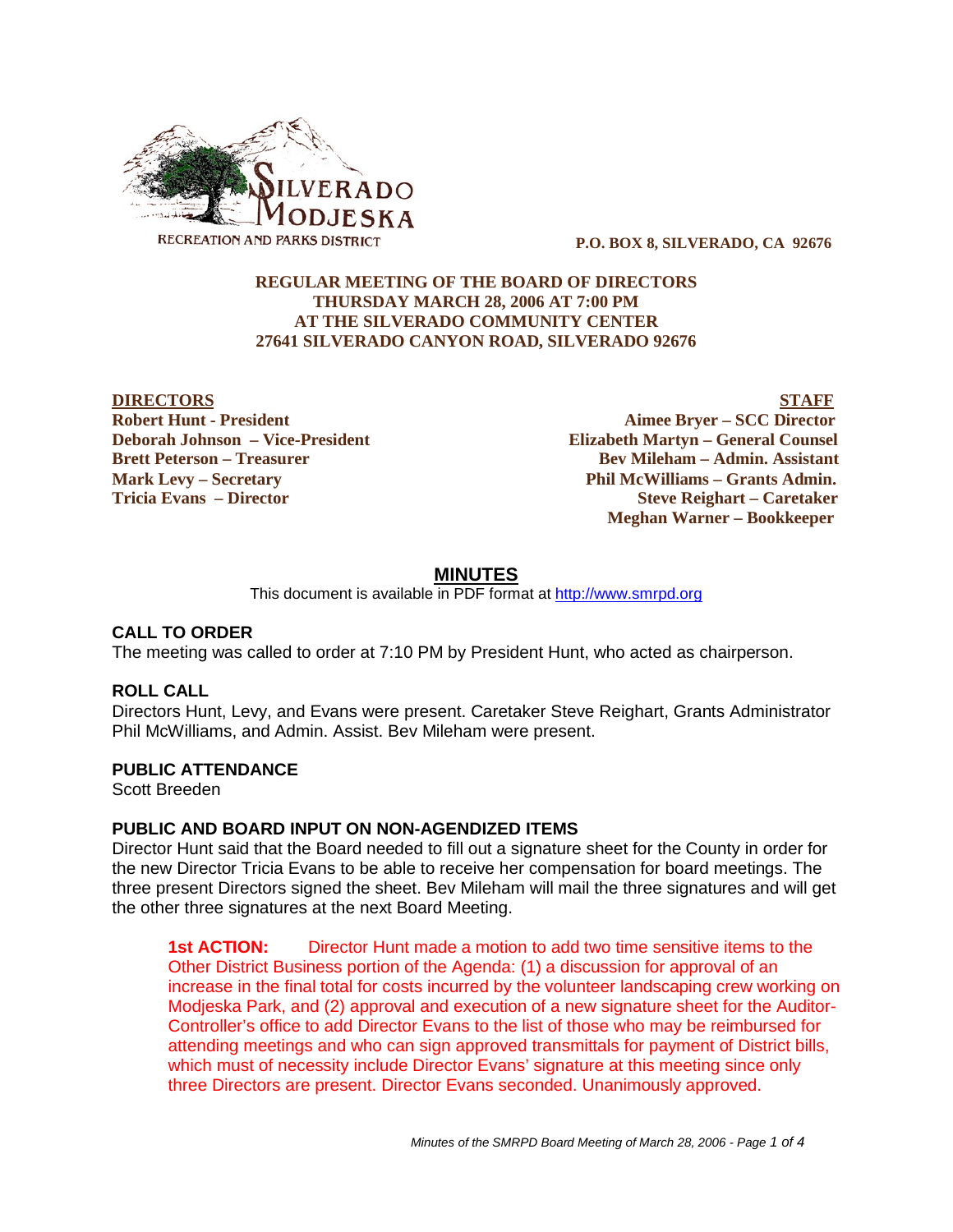SILVERADO MODJESKA RECREATION AND PARKS DISTRICT

**P.O. BOX 8, SILVERADO, CA 92676**

**REGULAR MEETING OF THE BOARD OF DIRECTORS**
**THURSDAY MARCH 28, 2006 AT 7:00 PM**
**AT THE SILVERADO COMMUNITY CENTER**
**27641 SILVERADO CANYON ROAD, SILVERADO 92676**

**DIRECTORS**
**Robert Hunt - President**
**Deborah Johnson – Vice-President**
**Brett Peterson – Treasurer**
**Mark Levy – Secretary**
**Tricia Evans – Director**

**STAFF**
**Aimee Bryer – SCC Director**
**Elizabeth Martyn – General Counsel**
**Bev Mileham – Admin. Assistant**
**Phil McWilliams – Grants Admin.**
**Steve Reighart – Caretaker**
**Meghan Warner – Bookkeeper**

# MINUTES

This document is available in PDF format at http://www.smrpd.org

## CALL TO ORDER

The meeting was called to order at 7:10 PM by President Hunt, who acted as chairperson.

## ROLL CALL

Directors Hunt, Levy, and Evans were present. Caretaker Steve Reighart, Grants Administrator Phil McWilliams, and Admin. Assist. Bev Mileham were present.

## PUBLIC ATTENDANCE

Scott Breeden

## PUBLIC AND BOARD INPUT ON NON-AGENDIZED ITEMS

Director Hunt said that the Board needed to fill out a signature sheet for the County in order for the new Director Tricia Evans to be able to receive her compensation for board meetings. The three present Directors signed the sheet. Bev Mileham will mail the three signatures and will get the other three signatures at the next Board Meeting.

> **1st ACTION:** Director Hunt made a motion to add two time sensitive items to the Other District Business portion of the Agenda: (1) a discussion for approval of an increase in the final total for costs incurred by the volunteer landscaping crew working on Modjeska Park, and (2) approval and execution of a new signature sheet for the Auditor-Controller's office to add Director Evans to the list of those who may be reimbursed for attending meetings and who can sign approved transmittals for payment of District bills, which must of necessity include Director Evans' signature at this meeting since only three Directors are present. Director Evans seconded. Unanimously approved.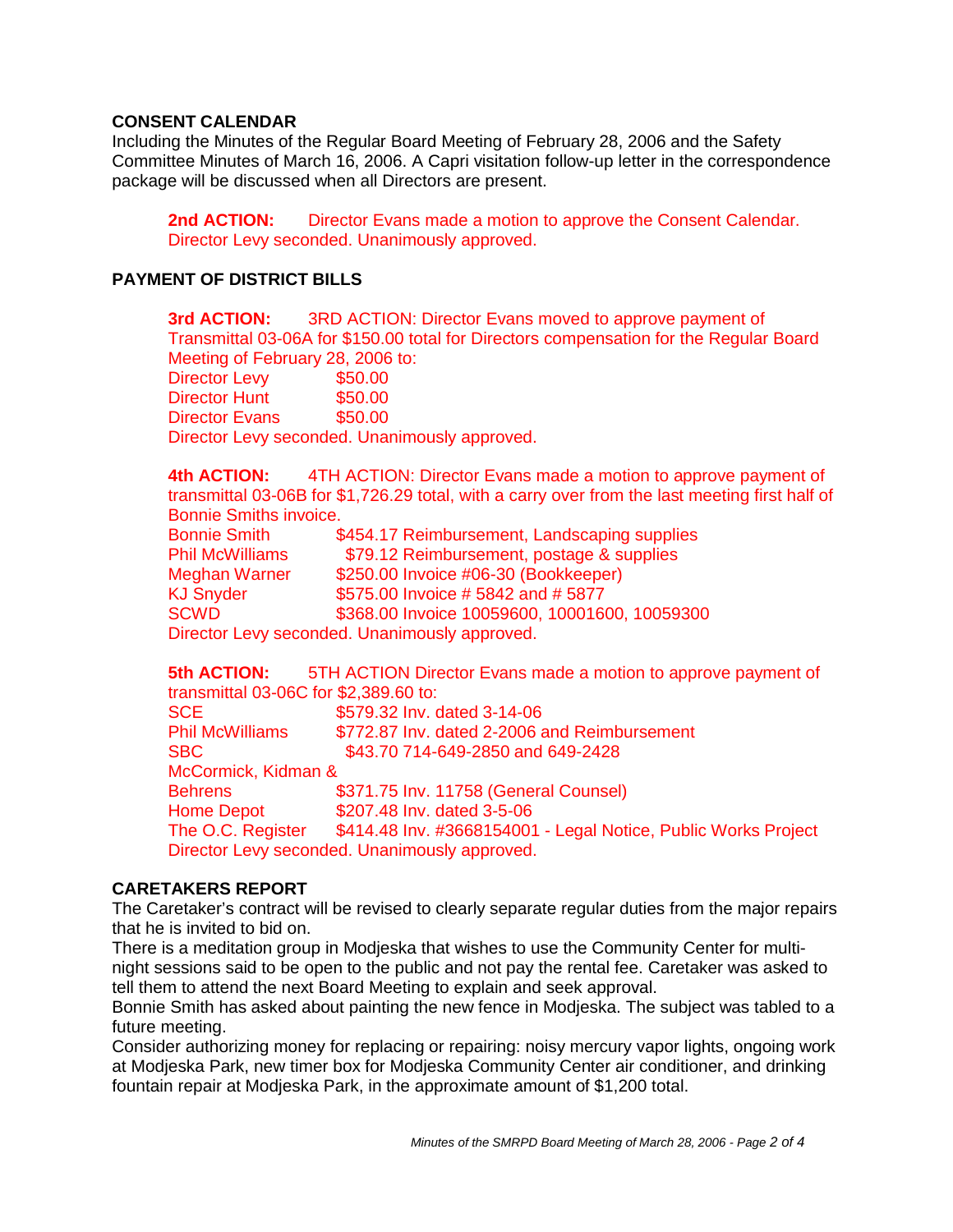**CONSENT CALENDAR**

Including the Minutes of the Regular Board Meeting of February 28, 2006 and the Safety Committee Minutes of March 16, 2006. A Capri visitation follow-up letter in the correspondence package will be discussed when all Directors are present.

> **2nd ACTION:** Director Evans made a motion to approve the Consent Calendar. Director Levy seconded. Unanimously approved.

**PAYMENT OF DISTRICT BILLS**

> **3rd ACTION:** 3RD ACTION: Director Evans moved to approve payment of Transmittal 03-06A for $150.00 total for Directors compensation for the Regular Board Meeting of February 28, 2006 to:
>
> | | |
> |---|---|
> | Director Levy | $50.00 |
> | Director Hunt | $50.00 |
> | Director Evans | $50.00 |
>
> Director Levy seconded. Unanimously approved.

> **4th ACTION:** 4TH ACTION: Director Evans made a motion to approve payment of transmittal 03-06B for $1,726.29 total, with a carry over from the last meeting first half of Bonnie Smiths invoice.
>
> | | |
> |---|---|
> | Bonnie Smith | $454.17 Reimbursement, Landscaping supplies |
> | Phil McWilliams | $79.12 Reimbursement, postage & supplies |
> | Meghan Warner | $250.00 Invoice #06-30 (Bookkeeper) |
> | KJ Snyder | $575.00 Invoice # 5842 and # 5877 |
> | SCWD | $368.00 Invoice 10059600, 10001600, 10059300 |
>
> Director Levy seconded. Unanimously approved.

> **5th ACTION:** 5TH ACTION Director Evans made a motion to approve payment of transmittal 03-06C for $2,389.60 to:
>
> | | |
> |---|---|
> | SCE | $579.32 Inv. dated 3-14-06 |
> | Phil McWilliams | $772.87 Inv. dated 2-2006 and Reimbursement |
> | SBC | $43.70 714-649-2850 and 649-2428 |
> | McCormick, Kidman & Behrens | $371.75 Inv. 11758 (General Counsel) |
> | Home Depot | $207.48 Inv. dated 3-5-06 |
> | The O.C. Register | $414.48 Inv. #3668154001 - Legal Notice, Public Works Project |
>
> Director Levy seconded. Unanimously approved.

**CARETAKERS REPORT**

The Caretaker's contract will be revised to clearly separate regular duties from the major repairs that he is invited to bid on.

There is a meditation group in Modjeska that wishes to use the Community Center for multi-night sessions said to be open to the public and not pay the rental fee. Caretaker was asked to tell them to attend the next Board Meeting to explain and seek approval.

Bonnie Smith has asked about painting the new fence in Modjeska. The subject was tabled to a future meeting.

Consider authorizing money for replacing or repairing: noisy mercury vapor lights, ongoing work at Modjeska Park, new timer box for Modjeska Community Center air conditioner, and drinking fountain repair at Modjeska Park, in the approximate amount of $1,200 total.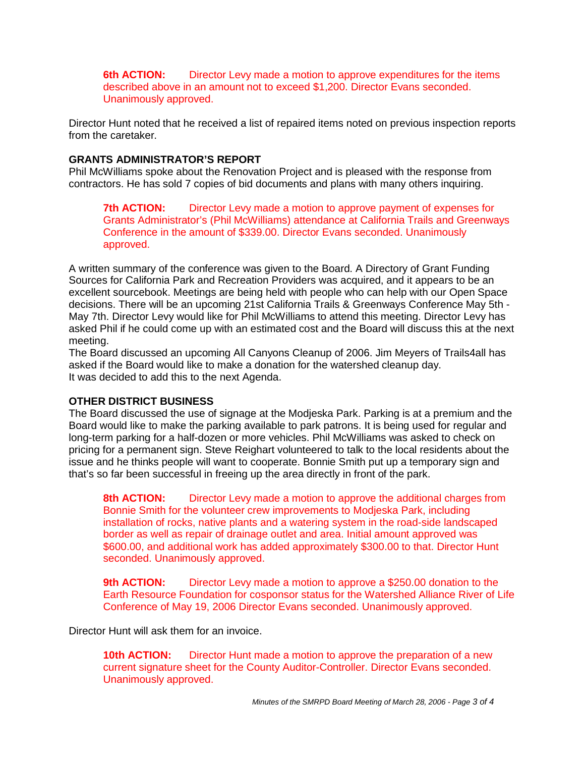**6th ACTION:** Director Levy made a motion to approve expenditures for the items described above in an amount not to exceed $1,200. Director Evans seconded. Unanimously approved.

Director Hunt noted that he received a list of repaired items noted on previous inspection reports from the caretaker.

**GRANTS ADMINISTRATOR'S REPORT**

Phil McWilliams spoke about the Renovation Project and is pleased with the response from contractors. He has sold 7 copies of bid documents and plans with many others inquiring.

**7th ACTION:** Director Levy made a motion to approve payment of expenses for Grants Administrator's (Phil McWilliams) attendance at California Trails and Greenways Conference in the amount of $339.00. Director Evans seconded. Unanimously approved.

A written summary of the conference was given to the Board. A Directory of Grant Funding Sources for California Park and Recreation Providers was acquired, and it appears to be an excellent sourcebook. Meetings are being held with people who can help with our Open Space decisions. There will be an upcoming 21st California Trails & Greenways Conference May 5th - May 7th. Director Levy would like for Phil McWilliams to attend this meeting. Director Levy has asked Phil if he could come up with an estimated cost and the Board will discuss this at the next meeting.

The Board discussed an upcoming All Canyons Cleanup of 2006. Jim Meyers of Trails4all has asked if the Board would like to make a donation for the watershed cleanup day. It was decided to add this to the next Agenda.

**OTHER DISTRICT BUSINESS**

The Board discussed the use of signage at the Modjeska Park. Parking is at a premium and the Board would like to make the parking available to park patrons. It is being used for regular and long-term parking for a half-dozen or more vehicles. Phil McWilliams was asked to check on pricing for a permanent sign. Steve Reighart volunteered to talk to the local residents about the issue and he thinks people will want to cooperate. Bonnie Smith put up a temporary sign and that's so far been successful in freeing up the area directly in front of the park.

**8th ACTION:** Director Levy made a motion to approve the additional charges from Bonnie Smith for the volunteer crew improvements to Modjeska Park, including installation of rocks, native plants and a watering system in the road-side landscaped border as well as repair of drainage outlet and area. Initial amount approved was $600.00, and additional work has added approximately $300.00 to that. Director Hunt seconded. Unanimously approved.

**9th ACTION:** Director Levy made a motion to approve a $250.00 donation to the Earth Resource Foundation for cosponsor status for the Watershed Alliance River of Life Conference of May 19, 2006 Director Evans seconded. Unanimously approved.

Director Hunt will ask them for an invoice.

**10th ACTION:** Director Hunt made a motion to approve the preparation of a new current signature sheet for the County Auditor-Controller. Director Evans seconded. Unanimously approved.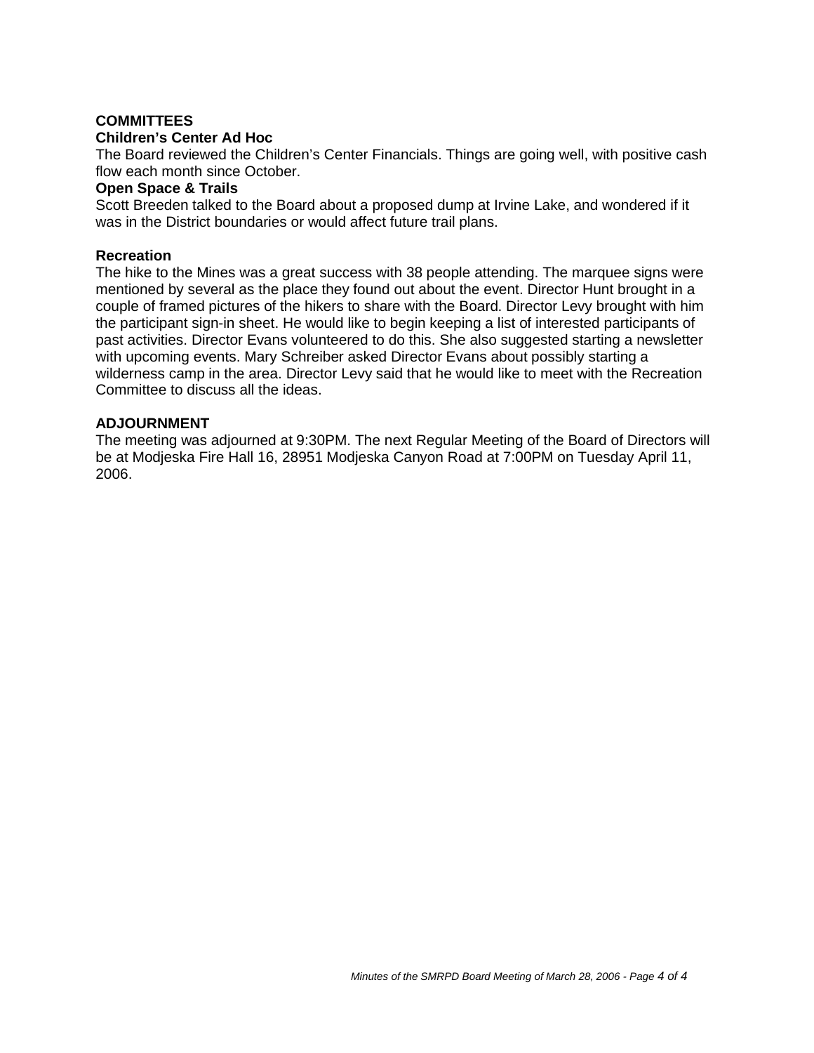## COMMITTEES

### Children's Center Ad Hoc

The Board reviewed the Children's Center Financials. Things are going well, with positive cash flow each month since October.

### Open Space & Trails

Scott Breeden talked to the Board about a proposed dump at Irvine Lake, and wondered if it was in the District boundaries or would affect future trail plans.

### Recreation

The hike to the Mines was a great success with 38 people attending. The marquee signs were mentioned by several as the place they found out about the event. Director Hunt brought in a couple of framed pictures of the hikers to share with the Board. Director Levy brought with him the participant sign-in sheet. He would like to begin keeping a list of interested participants of past activities. Director Evans volunteered to do this. She also suggested starting a newsletter with upcoming events. Mary Schreiber asked Director Evans about possibly starting a wilderness camp in the area. Director Levy said that he would like to meet with the Recreation Committee to discuss all the ideas.

## ADJOURNMENT

The meeting was adjourned at 9:30PM. The next Regular Meeting of the Board of Directors will be at Modjeska Fire Hall 16, 28951 Modjeska Canyon Road at 7:00PM on Tuesday April 11, 2006.